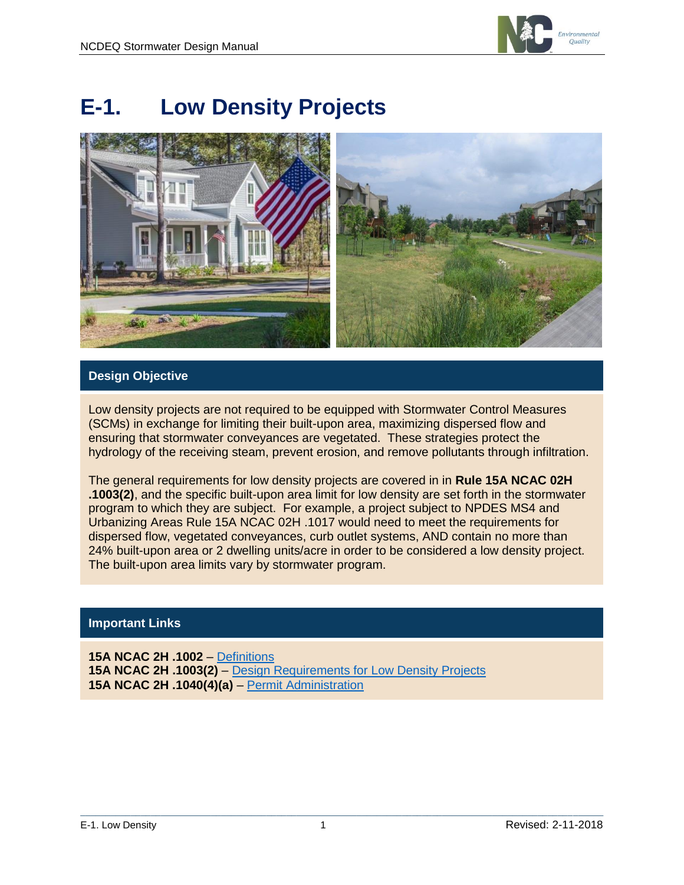# E-1. Low Density Projects

## Design Objective

Low density projects are not required to be equipped with Stormwater Control Measures (SCMs) in exchange for limiting their built-upon area, maximizing dispersed flow and ensuring that stormwater conveyances are vegetated. These strategies protect the hydrology of the receiving steam, prevent erosion, and remove pollutants through infiltration.

The general requirements for low density projects are covered in in **Rule 15A NCAC 02H .1003(2)**, and the specific built-upon area limit for low density are set forth in the stormwater program to which they are subject. For example, a project subject to NPDES MS4 and Urbanizing Areas Rule 15A NCAC 02H .1017 would need to meet the requirements for dispersed flow, vegetated conveyances, curb outlet systems, AND contain no more than 24% built-upon area or 2 dwelling units/acre in order to be considered a low density project. The built-upon area limits vary by stormwater program.

## Important Links

**15A NCAC 2H .1002** – Definitions
**15A NCAC 2H .1003(2)** – Design Requirements for Low Density Projects
**15A NCAC 2H .1040(4)(a)** – Permit Administration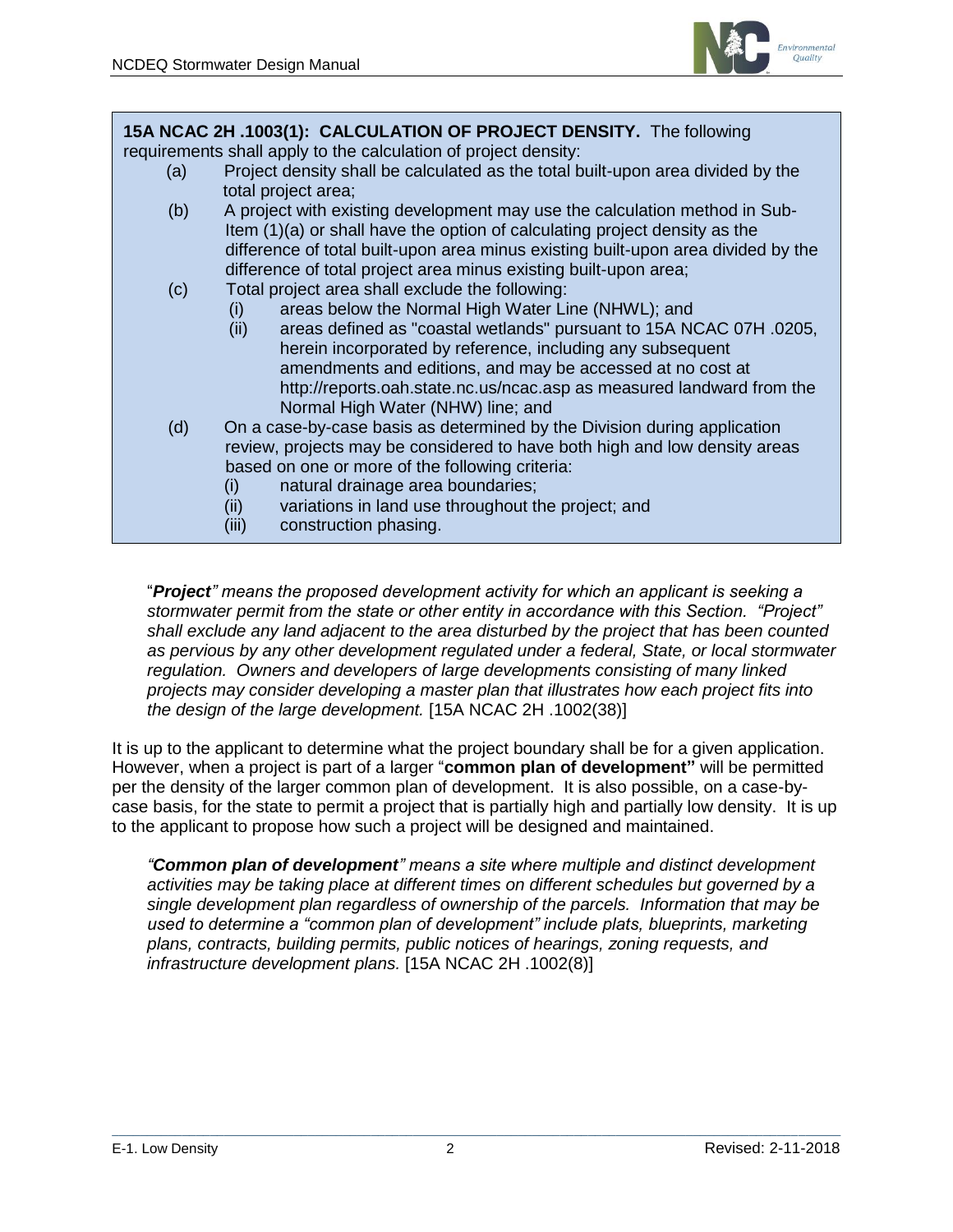**15A NCAC 2H .1003(1): CALCULATION OF PROJECT DENSITY.** The following requirements shall apply to the calculation of project density:

- (a) Project density shall be calculated as the total built-upon area divided by the total project area;
- (b) A project with existing development may use the calculation method in Sub-Item (1)(a) or shall have the option of calculating project density as the difference of total built-upon area minus existing built-upon area divided by the difference of total project area minus existing built-upon area;
- (c) Total project area shall exclude the following:
  - (i) areas below the Normal High Water Line (NHWL); and
  - (ii) areas defined as "coastal wetlands" pursuant to 15A NCAC 07H .0205, herein incorporated by reference, including any subsequent amendments and editions, and may be accessed at no cost at http://reports.oah.state.nc.us/ncac.asp as measured landward from the Normal High Water (NHW) line; and
- (d) On a case-by-case basis as determined by the Division during application review, projects may be considered to have both high and low density areas based on one or more of the following criteria:
  - (i) natural drainage area boundaries;
  - (ii) variations in land use throughout the project; and
  - (iii) construction phasing.

> "***Project****" means the proposed development activity for which an applicant is seeking a stormwater permit from the state or other entity in accordance with this Section. "Project" shall exclude any land adjacent to the area disturbed by the project that has been counted as pervious by any other development regulated under a federal, State, or local stormwater regulation. Owners and developers of large developments consisting of many linked projects may consider developing a master plan that illustrates how each project fits into the design of the large development.* [15A NCAC 2H .1002(38)]

It is up to the applicant to determine what the project boundary shall be for a given application. However, when a project is part of a larger "**common plan of development"** will be permitted per the density of the larger common plan of development. It is also possible, on a case-by-case basis, for the state to permit a project that is partially high and partially low density. It is up to the applicant to propose how such a project will be designed and maintained.

> *"**Common plan of development**" means a site where multiple and distinct development activities may be taking place at different times on different schedules but governed by a single development plan regardless of ownership of the parcels. Information that may be used to determine a "common plan of development" include plats, blueprints, marketing plans, contracts, building permits, public notices of hearings, zoning requests, and infrastructure development plans.* [15A NCAC 2H .1002(8)]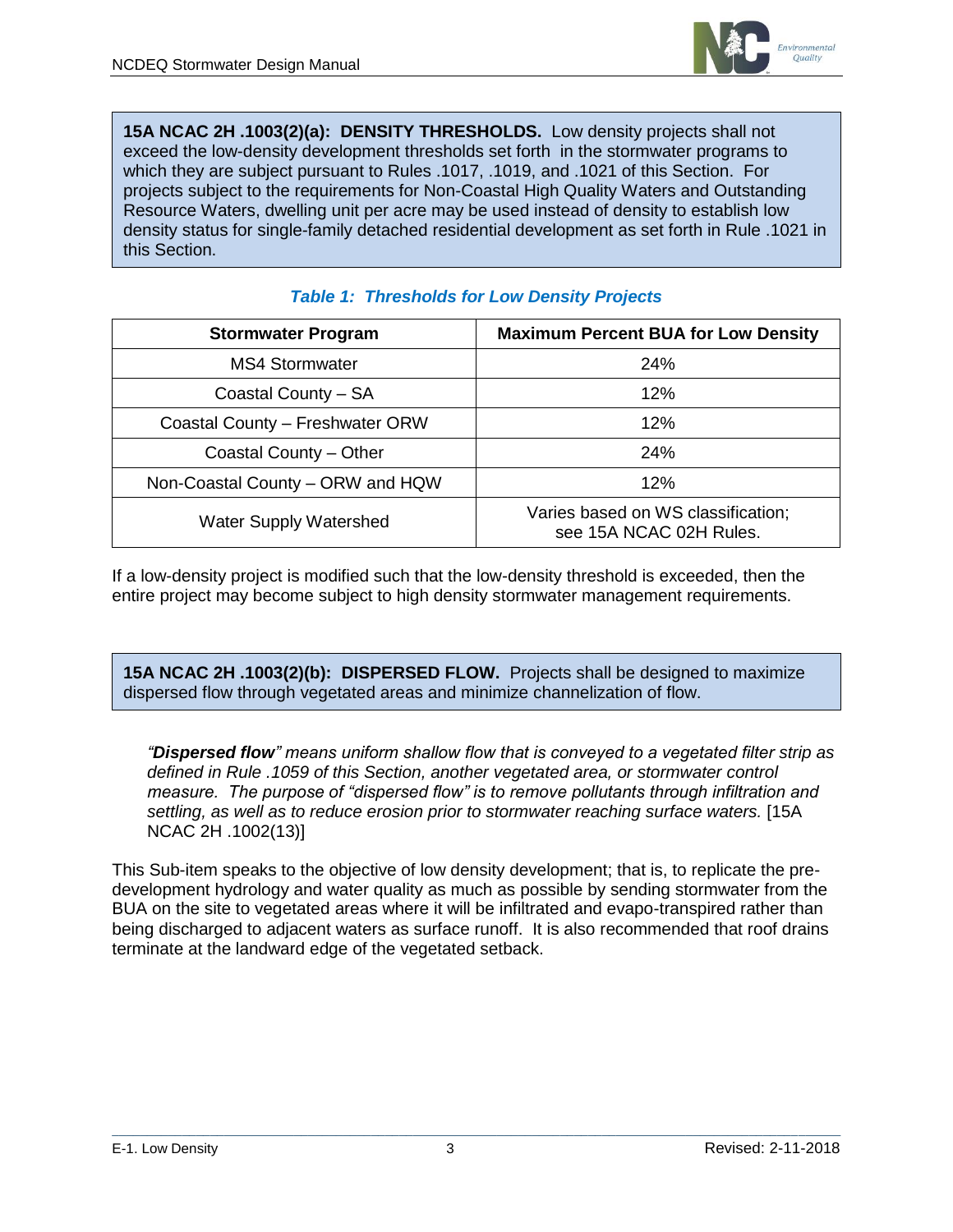**15A NCAC 2H .1003(2)(a): DENSITY THRESHOLDS.** Low density projects shall not exceed the low-density development thresholds set forth in the stormwater programs to which they are subject pursuant to Rules .1017, .1019, and .1021 of this Section. For projects subject to the requirements for Non-Coastal High Quality Waters and Outstanding Resource Waters, dwelling unit per acre may be used instead of density to establish low density status for single-family detached residential development as set forth in Rule .1021 in this Section.

***Table 1: Thresholds for Low Density Projects***

| Stormwater Program | Maximum Percent BUA for Low Density |
|---|---|
| MS4 Stormwater | 24% |
| Coastal County – SA | 12% |
| Coastal County – Freshwater ORW | 12% |
| Coastal County – Other | 24% |
| Non-Coastal County – ORW and HQW | 12% |
| Water Supply Watershed | Varies based on WS classification; see 15A NCAC 02H Rules. |

If a low-density project is modified such that the low-density threshold is exceeded, then the entire project may become subject to high density stormwater management requirements.

**15A NCAC 2H .1003(2)(b): DISPERSED FLOW.** Projects shall be designed to maximize dispersed flow through vegetated areas and minimize channelization of flow.

> *"**Dispersed flow**" means uniform shallow flow that is conveyed to a vegetated filter strip as defined in Rule .1059 of this Section, another vegetated area, or stormwater control measure. The purpose of "dispersed flow" is to remove pollutants through infiltration and settling, as well as to reduce erosion prior to stormwater reaching surface waters.* [15A NCAC 2H .1002(13)]

This Sub-item speaks to the objective of low density development; that is, to replicate the pre-development hydrology and water quality as much as possible by sending stormwater from the BUA on the site to vegetated areas where it will be infiltrated and evapo-transpired rather than being discharged to adjacent waters as surface runoff. It is also recommended that roof drains terminate at the landward edge of the vegetated setback.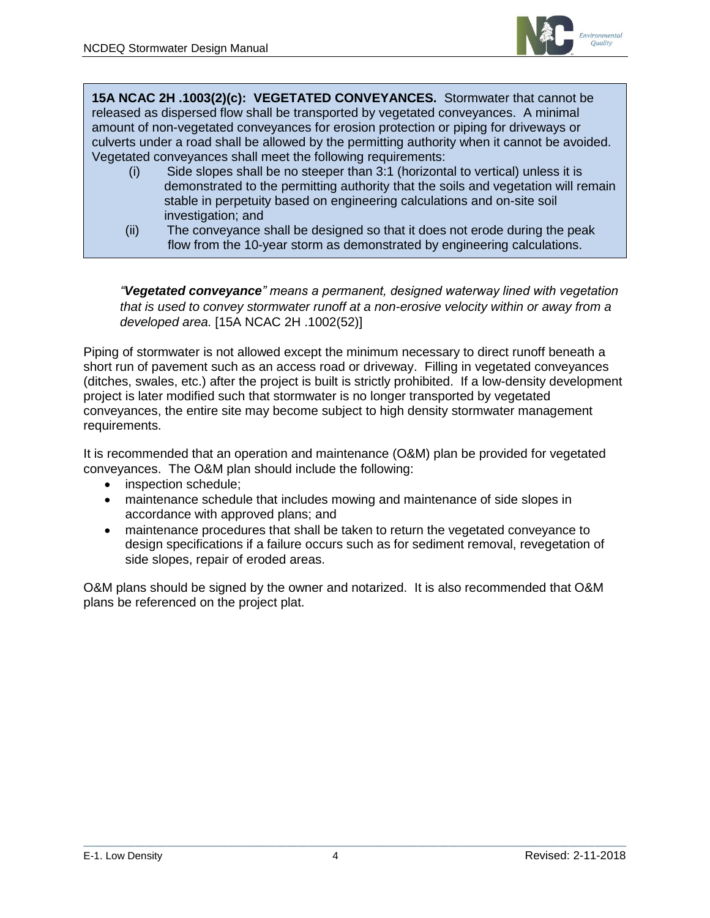**15A NCAC 2H .1003(2)(c): VEGETATED CONVEYANCES.** Stormwater that cannot be released as dispersed flow shall be transported by vegetated conveyances. A minimal amount of non-vegetated conveyances for erosion protection or piping for driveways or culverts under a road shall be allowed by the permitting authority when it cannot be avoided. Vegetated conveyances shall meet the following requirements:

(i) Side slopes shall be no steeper than 3:1 (horizontal to vertical) unless it is demonstrated to the permitting authority that the soils and vegetation will remain stable in perpetuity based on engineering calculations and on-site soil investigation; and

(ii) The conveyance shall be designed so that it does not erode during the peak flow from the 10-year storm as demonstrated by engineering calculations.

*"**Vegetated conveyance**" means a permanent, designed waterway lined with vegetation that is used to convey stormwater runoff at a non-erosive velocity within or away from a developed area.* [15A NCAC 2H .1002(52)]

Piping of stormwater is not allowed except the minimum necessary to direct runoff beneath a short run of pavement such as an access road or driveway. Filling in vegetated conveyances (ditches, swales, etc.) after the project is built is strictly prohibited. If a low-density development project is later modified such that stormwater is no longer transported by vegetated conveyances, the entire site may become subject to high density stormwater management requirements.

It is recommended that an operation and maintenance (O&M) plan be provided for vegetated conveyances. The O&M plan should include the following:

- inspection schedule;
- maintenance schedule that includes mowing and maintenance of side slopes in accordance with approved plans; and
- maintenance procedures that shall be taken to return the vegetated conveyance to design specifications if a failure occurs such as for sediment removal, revegetation of side slopes, repair of eroded areas.

O&M plans should be signed by the owner and notarized. It is also recommended that O&M plans be referenced on the project plat.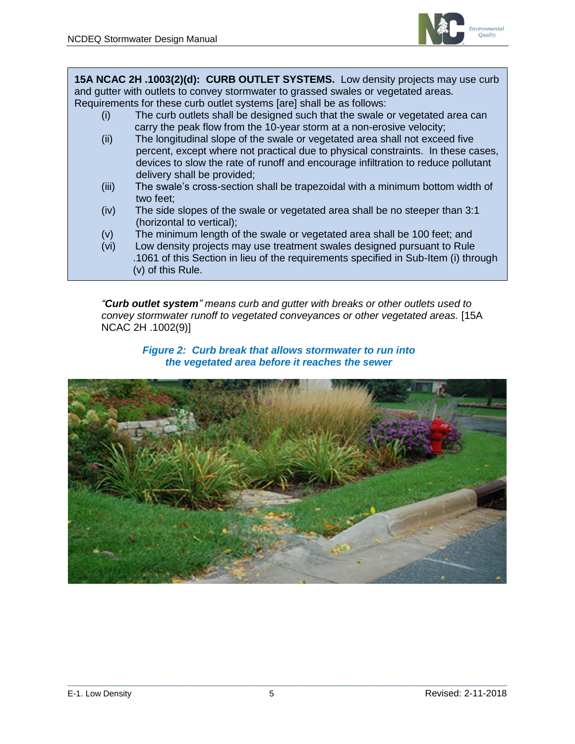**15A NCAC 2H .1003(2)(d): CURB OUTLET SYSTEMS.** Low density projects may use curb and gutter with outlets to convey stormwater to grassed swales or vegetated areas. Requirements for these curb outlet systems [are] shall be as follows:

- (i) The curb outlets shall be designed such that the swale or vegetated area can carry the peak flow from the 10-year storm at a non-erosive velocity;
- (ii) The longitudinal slope of the swale or vegetated area shall not exceed five percent, except where not practical due to physical constraints. In these cases, devices to slow the rate of runoff and encourage infiltration to reduce pollutant delivery shall be provided;
- (iii) The swale's cross-section shall be trapezoidal with a minimum bottom width of two feet;
- (iv) The side slopes of the swale or vegetated area shall be no steeper than 3:1 (horizontal to vertical);
- (v) The minimum length of the swale or vegetated area shall be 100 feet; and
- (vi) Low density projects may use treatment swales designed pursuant to Rule .1061 of this Section in lieu of the requirements specified in Sub-Item (i) through (v) of this Rule.

*"**Curb outlet system**" means curb and gutter with breaks or other outlets used to convey stormwater runoff to vegetated conveyances or other vegetated areas.* [15A NCAC 2H .1002(9)]

***Figure 2: Curb break that allows stormwater to run into the vegetated area before it reaches the sewer***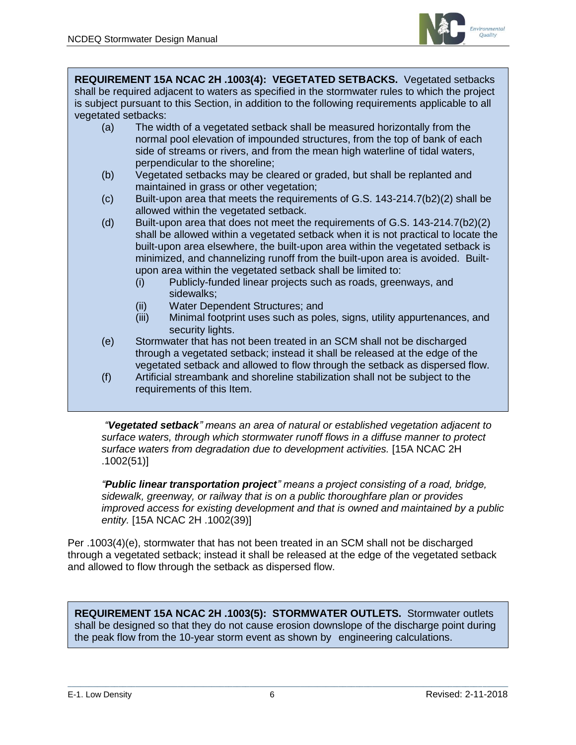**REQUIREMENT 15A NCAC 2H .1003(4): VEGETATED SETBACKS.** Vegetated setbacks shall be required adjacent to waters as specified in the stormwater rules to which the project is subject pursuant to this Section, in addition to the following requirements applicable to all vegetated setbacks:

- (a) The width of a vegetated setback shall be measured horizontally from the normal pool elevation of impounded structures, from the top of bank of each side of streams or rivers, and from the mean high waterline of tidal waters, perpendicular to the shoreline;
- (b) Vegetated setbacks may be cleared or graded, but shall be replanted and maintained in grass or other vegetation;
- (c) Built-upon area that meets the requirements of G.S. 143-214.7(b2)(2) shall be allowed within the vegetated setback.
- (d) Built-upon area that does not meet the requirements of G.S. 143-214.7(b2)(2) shall be allowed within a vegetated setback when it is not practical to locate the built-upon area elsewhere, the built-upon area within the vegetated setback is minimized, and channelizing runoff from the built-upon area is avoided. Built-upon area within the vegetated setback shall be limited to:
  - (i) Publicly-funded linear projects such as roads, greenways, and sidewalks;
  - (ii) Water Dependent Structures; and
  - (iii) Minimal footprint uses such as poles, signs, utility appurtenances, and security lights.
- (e) Stormwater that has not been treated in an SCM shall not be discharged through a vegetated setback; instead it shall be released at the edge of the vegetated setback and allowed to flow through the setback as dispersed flow.
- (f) Artificial streambank and shoreline stabilization shall not be subject to the requirements of this Item.

*"**Vegetated setback**" means an area of natural or established vegetation adjacent to surface waters, through which stormwater runoff flows in a diffuse manner to protect surface waters from degradation due to development activities.* [15A NCAC 2H .1002(51)]

*"**Public linear transportation project**" means a project consisting of a road, bridge, sidewalk, greenway, or railway that is on a public thoroughfare plan or provides improved access for existing development and that is owned and maintained by a public entity.* [15A NCAC 2H .1002(39)]

Per .1003(4)(e), stormwater that has not been treated in an SCM shall not be discharged through a vegetated setback; instead it shall be released at the edge of the vegetated setback and allowed to flow through the setback as dispersed flow.

**REQUIREMENT 15A NCAC 2H .1003(5): STORMWATER OUTLETS.** Stormwater outlets shall be designed so that they do not cause erosion downslope of the discharge point during the peak flow from the 10-year storm event as shown by engineering calculations.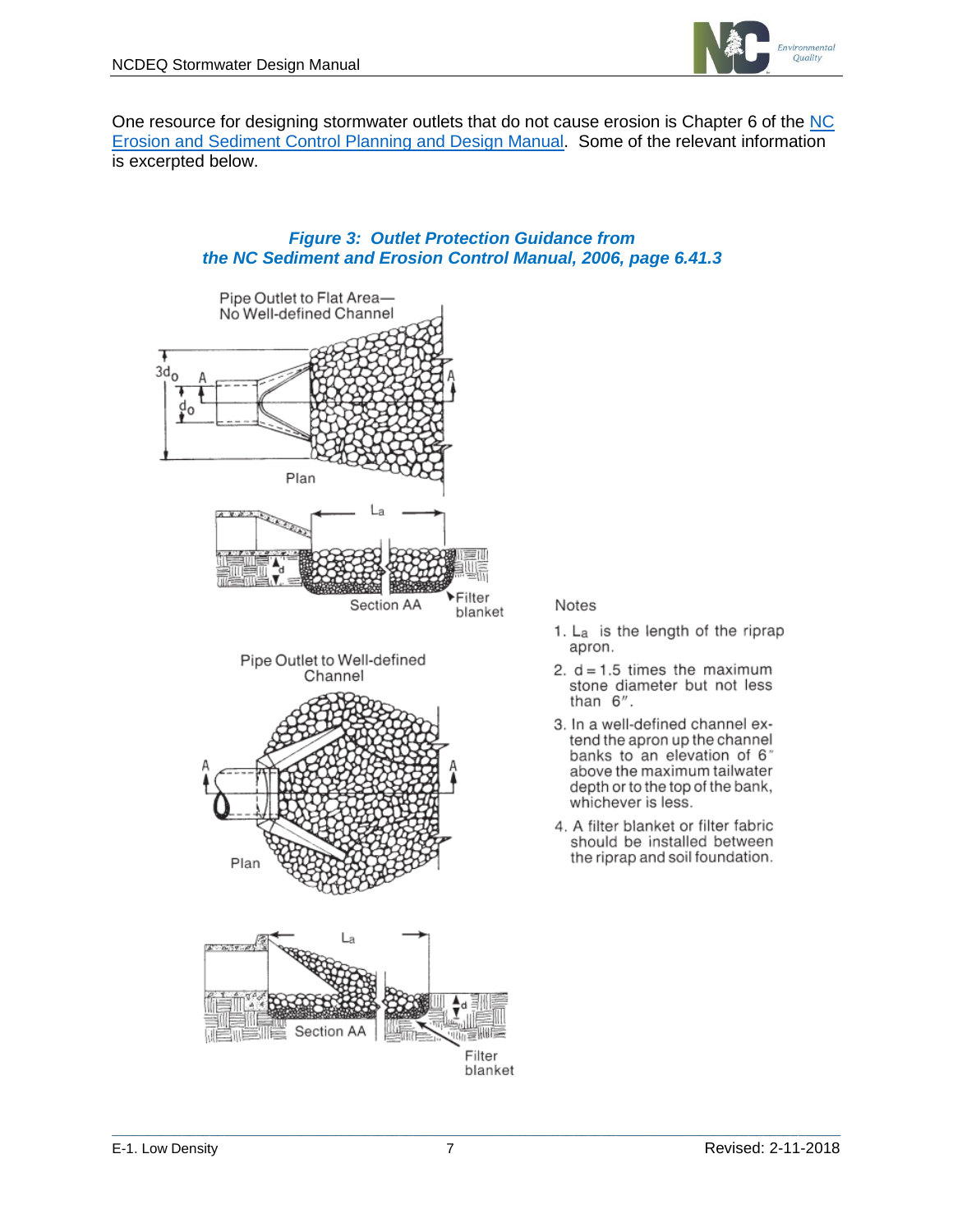One resource for designing stormwater outlets that do not cause erosion is Chapter 6 of the [NC Erosion and Sediment Control Planning and Design Manual](). Some of the relevant information is excerpted below.

***Figure 3: Outlet Protection Guidance from the NC Sediment and Erosion Control Manual, 2006, page 6.41.3***

Pipe Outlet to Flat Area—No Well-defined Channel

$3d_o$ A $d_o$ A

Plan

$L_a$

d

Section AA

Filter blanket

Pipe Outlet to Well-defined Channel

A A

Plan

$L_a$

Section AA

d

Filter blanket

Notes

1. $L_a$ is the length of the riprap apron.
2. d = 1.5 times the maximum stone diameter but not less than 6″.
3. In a well-defined channel extend the apron up the channel banks to an elevation of 6″ above the maximum tailwater depth or to the top of the bank, whichever is less.
4. A filter blanket or filter fabric should be installed between the riprap and soil foundation.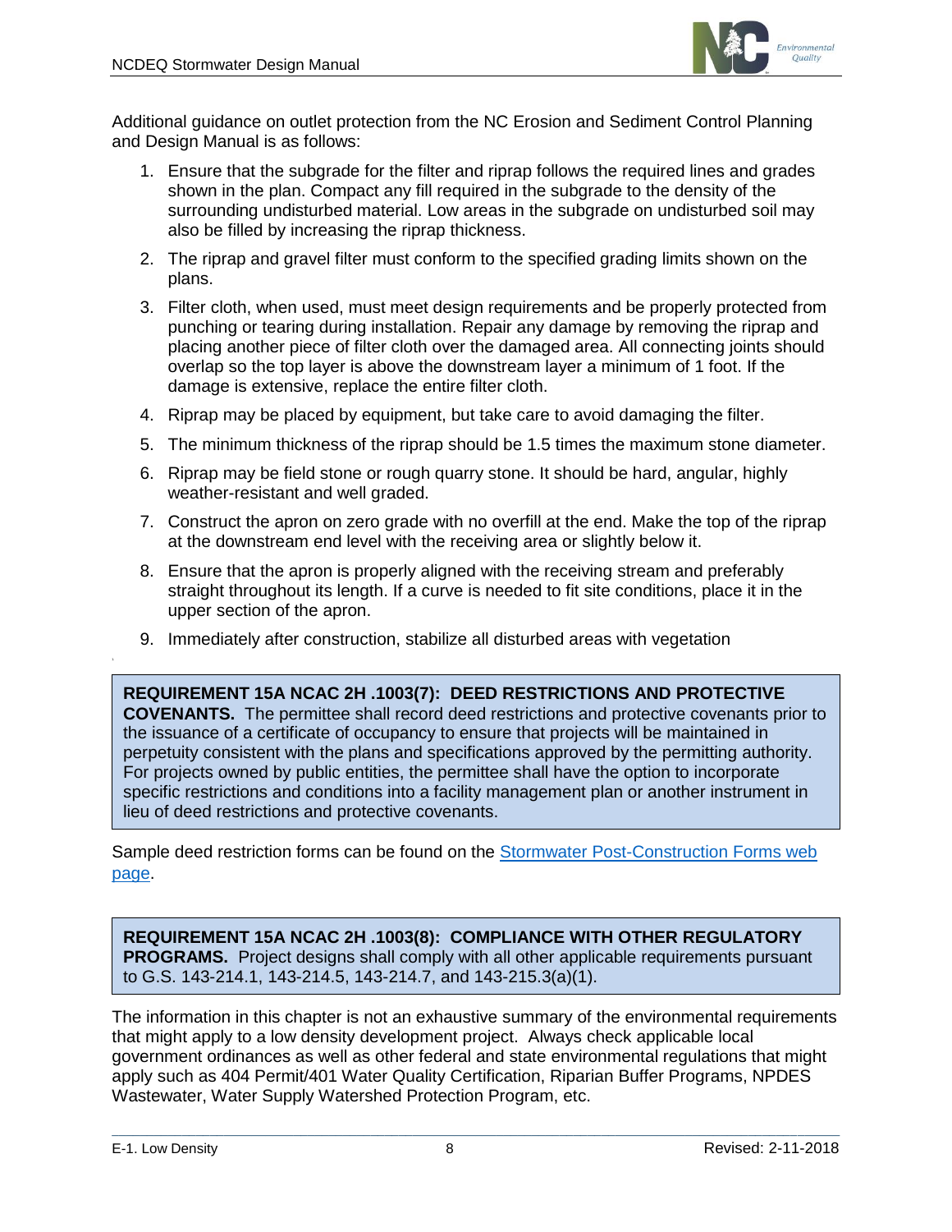Additional guidance on outlet protection from the NC Erosion and Sediment Control Planning and Design Manual is as follows:

1. Ensure that the subgrade for the filter and riprap follows the required lines and grades shown in the plan. Compact any fill required in the subgrade to the density of the surrounding undisturbed material. Low areas in the subgrade on undisturbed soil may also be filled by increasing the riprap thickness.
2. The riprap and gravel filter must conform to the specified grading limits shown on the plans.
3. Filter cloth, when used, must meet design requirements and be properly protected from punching or tearing during installation. Repair any damage by removing the riprap and placing another piece of filter cloth over the damaged area. All connecting joints should overlap so the top layer is above the downstream layer a minimum of 1 foot. If the damage is extensive, replace the entire filter cloth.
4. Riprap may be placed by equipment, but take care to avoid damaging the filter.
5. The minimum thickness of the riprap should be 1.5 times the maximum stone diameter.
6. Riprap may be field stone or rough quarry stone. It should be hard, angular, highly weather-resistant and well graded.
7. Construct the apron on zero grade with no overfill at the end. Make the top of the riprap at the downstream end level with the receiving area or slightly below it.
8. Ensure that the apron is properly aligned with the receiving stream and preferably straight throughout its length. If a curve is needed to fit site conditions, place it in the upper section of the apron.
9. Immediately after construction, stabilize all disturbed areas with vegetation

**REQUIREMENT 15A NCAC 2H .1003(7): DEED RESTRICTIONS AND PROTECTIVE COVENANTS.** The permittee shall record deed restrictions and protective covenants prior to the issuance of a certificate of occupancy to ensure that projects will be maintained in perpetuity consistent with the plans and specifications approved by the permitting authority. For projects owned by public entities, the permittee shall have the option to incorporate specific restrictions and conditions into a facility management plan or another instrument in lieu of deed restrictions and protective covenants.

Sample deed restriction forms can be found on the Stormwater Post-Construction Forms web page.

**REQUIREMENT 15A NCAC 2H .1003(8): COMPLIANCE WITH OTHER REGULATORY PROGRAMS.** Project designs shall comply with all other applicable requirements pursuant to G.S. 143-214.1, 143-214.5, 143-214.7, and 143-215.3(a)(1).

The information in this chapter is not an exhaustive summary of the environmental requirements that might apply to a low density development project. Always check applicable local government ordinances as well as other federal and state environmental regulations that might apply such as 404 Permit/401 Water Quality Certification, Riparian Buffer Programs, NPDES Wastewater, Water Supply Watershed Protection Program, etc.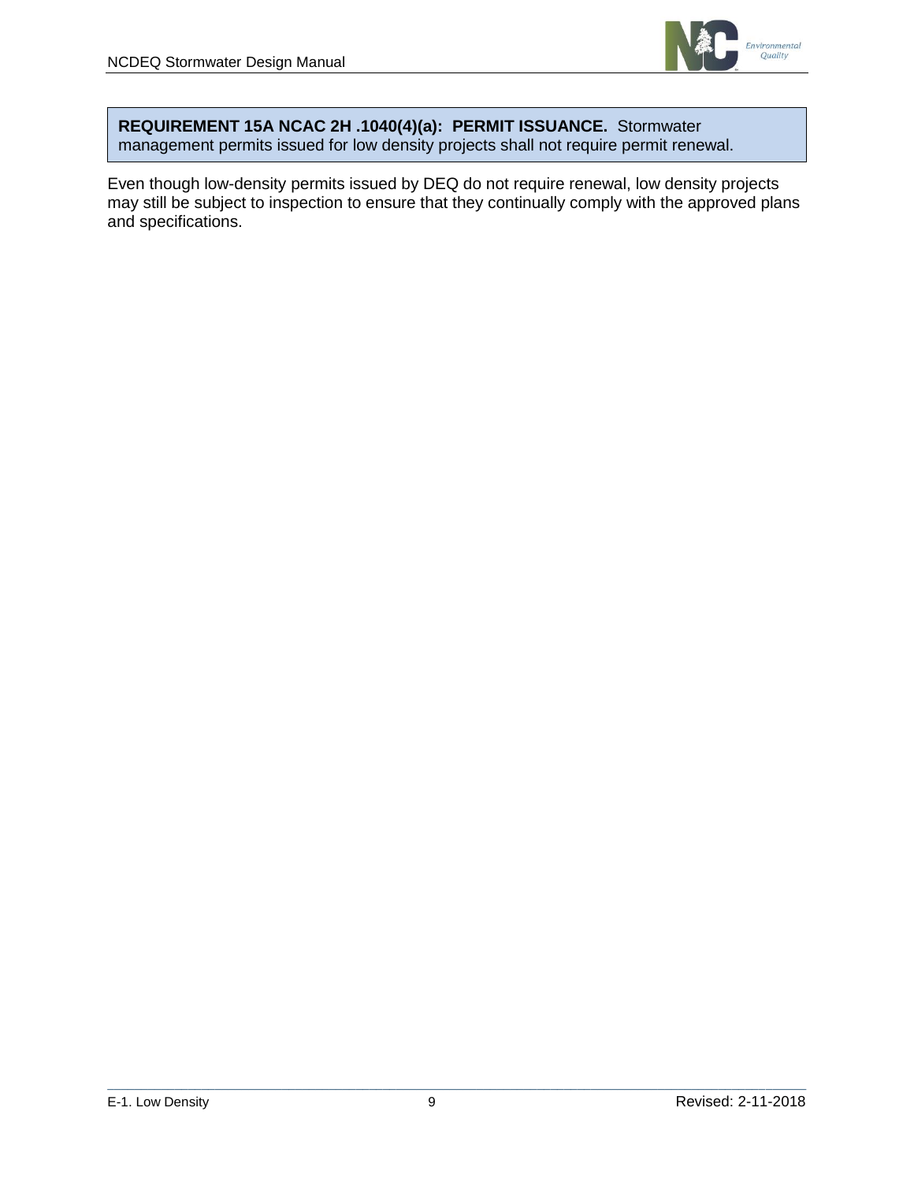**REQUIREMENT 15A NCAC 2H .1040(4)(a): PERMIT ISSUANCE.** Stormwater management permits issued for low density projects shall not require permit renewal.

Even though low-density permits issued by DEQ do not require renewal, low density projects may still be subject to inspection to ensure that they continually comply with the approved plans and specifications.